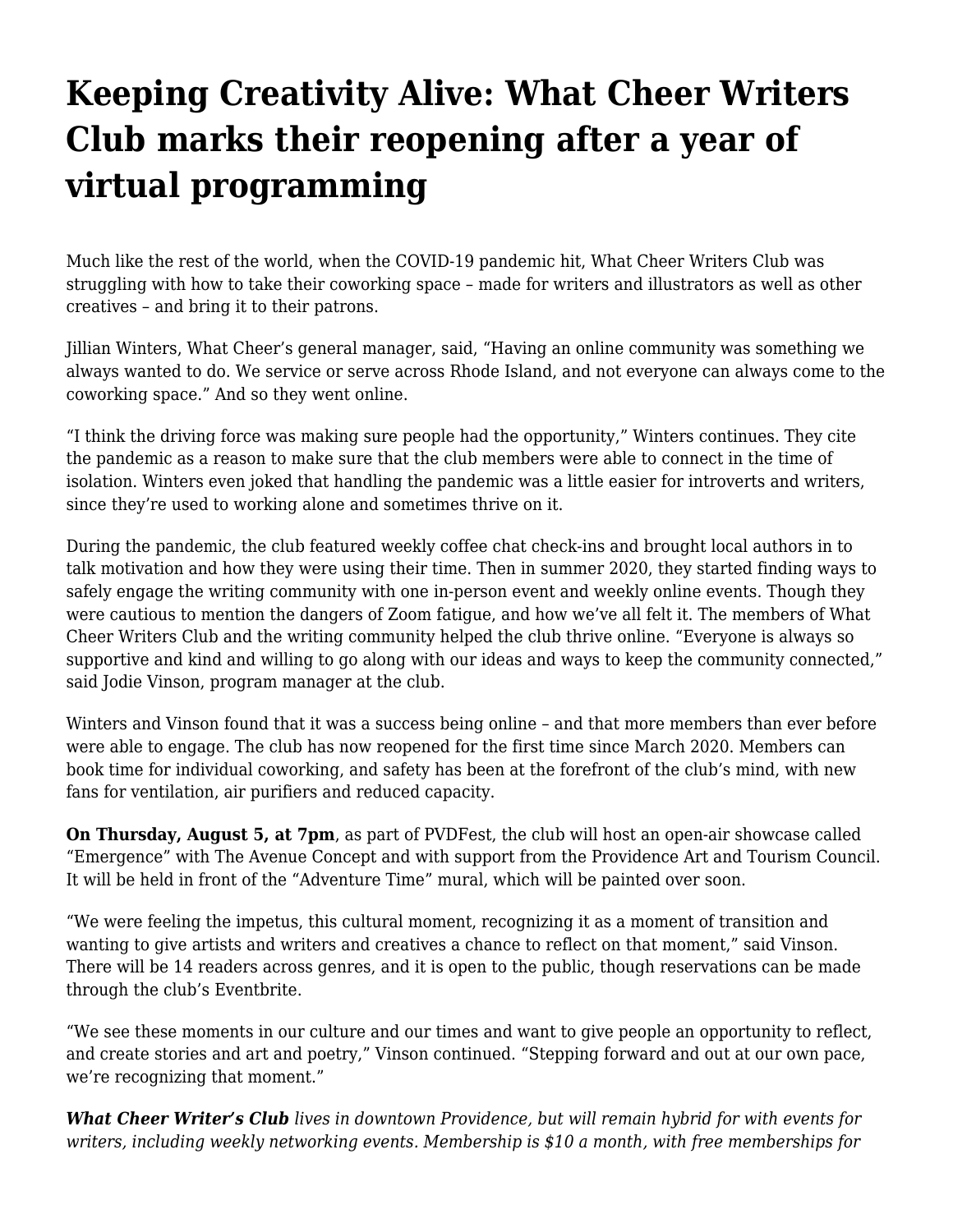# Keeping Creativity Alive: What Cheer Writers Club marks their reopening after a year of virtual programming

Much like the rest of the world, when the COVID-19 pandemic hit, What Cheer Writers Club was struggling with how to take their coworking space – made for writers and illustrators as well as other creatives – and bring it to their patrons.

Jillian Winters, What Cheer's general manager, said, "Having an online community was something we always wanted to do. We service or serve across Rhode Island, and not everyone can always come to the coworking space." And so they went online.

"I think the driving force was making sure people had the opportunity," Winters continues. They cite the pandemic as a reason to make sure that the club members were able to connect in the time of isolation. Winters even joked that handling the pandemic was a little easier for introverts and writers, since they're used to working alone and sometimes thrive on it.

During the pandemic, the club featured weekly coffee chat check-ins and brought local authors in to talk motivation and how they were using their time. Then in summer 2020, they started finding ways to safely engage the writing community with one in-person event and weekly online events. Though they were cautious to mention the dangers of Zoom fatigue, and how we've all felt it. The members of What Cheer Writers Club and the writing community helped the club thrive online. "Everyone is always so supportive and kind and willing to go along with our ideas and ways to keep the community connected," said Jodie Vinson, program manager at the club.

Winters and Vinson found that it was a success being online – and that more members than ever before were able to engage. The club has now reopened for the first time since March 2020. Members can book time for individual coworking, and safety has been at the forefront of the club's mind, with new fans for ventilation, air purifiers and reduced capacity.

**On Thursday, August 5, at 7pm**, as part of PVDFest, the club will host an open-air showcase called "Emergence" with The Avenue Concept and with support from the Providence Art and Tourism Council. It will be held in front of the "Adventure Time" mural, which will be painted over soon.

"We were feeling the impetus, this cultural moment, recognizing it as a moment of transition and wanting to give artists and writers and creatives a chance to reflect on that moment," said Vinson. There will be 14 readers across genres, and it is open to the public, though reservations can be made through the club's Eventbrite.

"We see these moments in our culture and our times and want to give people an opportunity to reflect, and create stories and art and poetry," Vinson continued. "Stepping forward and out at our own pace, we're recognizing that moment."

***What Cheer Writer's Club*** *lives in downtown Providence, but will remain hybrid for with events for writers, including weekly networking events. Membership is $10 a month, with free memberships for*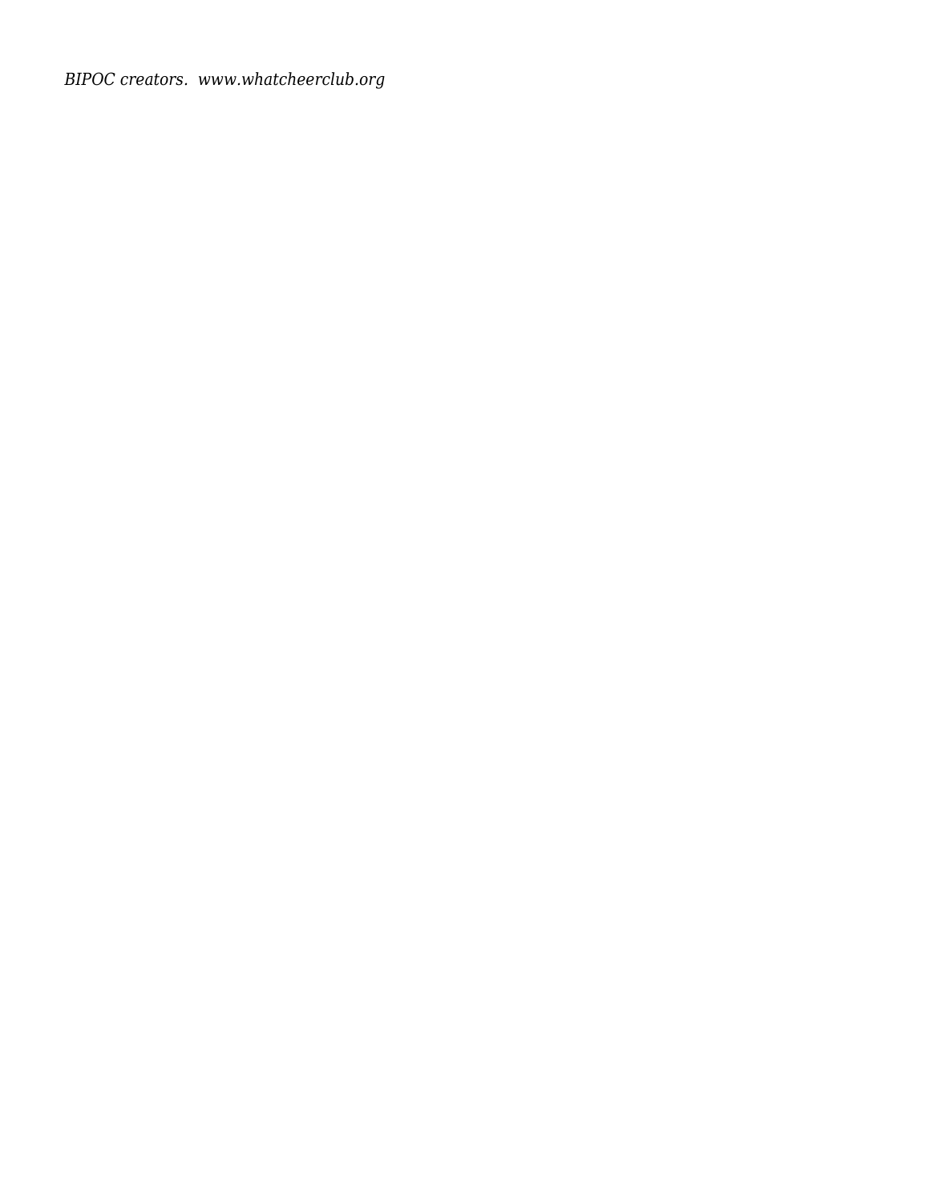*BIPOC creators. www.whatcheerclub.org*